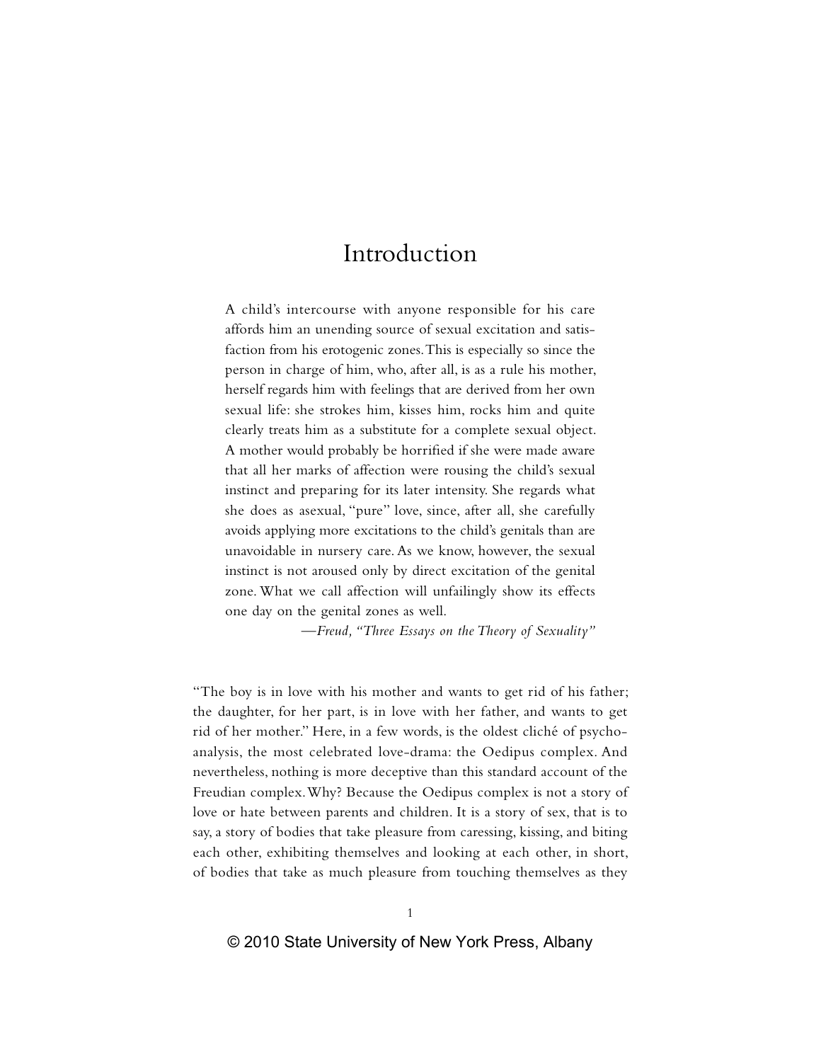# Introduction

> A child's intercourse with anyone responsible for his care affords him an unending source of sexual excitation and satisfaction from his erotogenic zones. This is especially so since the person in charge of him, who, after all, is as a rule his mother, herself regards him with feelings that are derived from her own sexual life: she strokes him, kisses him, rocks him and quite clearly treats him as a substitute for a complete sexual object. A mother would probably be horrified if she were made aware that all her marks of affection were rousing the child's sexual instinct and preparing for its later intensity. She regards what she does as asexual, "pure" love, since, after all, she carefully avoids applying more excitations to the child's genitals than are unavoidable in nursery care. As we know, however, the sexual instinct is not aroused only by direct excitation of the genital zone. What we call affection will unfailingly show its effects one day on the genital zones as well.
>
> —*Freud, "Three Essays on the Theory of Sexuality"*

"The boy is in love with his mother and wants to get rid of his father; the daughter, for her part, is in love with her father, and wants to get rid of her mother." Here, in a few words, is the oldest cliché of psychoanalysis, the most celebrated love-drama: the Oedipus complex. And nevertheless, nothing is more deceptive than this standard account of the Freudian complex. Why? Because the Oedipus complex is not a story of love or hate between parents and children. It is a story of sex, that is to say, a story of bodies that take pleasure from caressing, kissing, and biting each other, exhibiting themselves and looking at each other, in short, of bodies that take as much pleasure from touching themselves as they

© 2010 State University of New York Press, Albany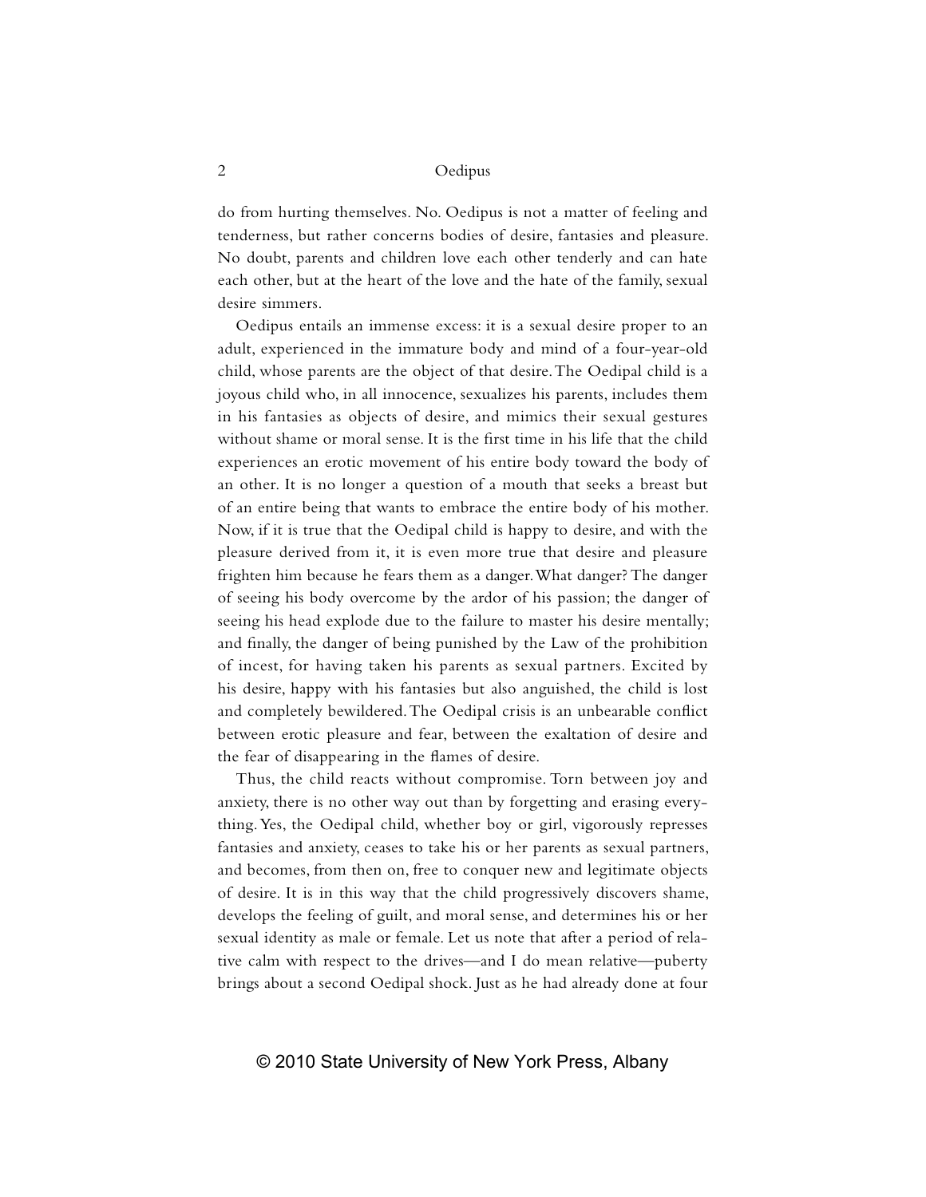do from hurting themselves. No. Oedipus is not a matter of feeling and tenderness, but rather concerns bodies of desire, fantasies and pleasure. No doubt, parents and children love each other tenderly and can hate each other, but at the heart of the love and the hate of the family, sexual desire simmers.

Oedipus entails an immense excess: it is a sexual desire proper to an adult, experienced in the immature body and mind of a four-year-old child, whose parents are the object of that desire. The Oedipal child is a joyous child who, in all innocence, sexualizes his parents, includes them in his fantasies as objects of desire, and mimics their sexual gestures without shame or moral sense. It is the first time in his life that the child experiences an erotic movement of his entire body toward the body of an other. It is no longer a question of a mouth that seeks a breast but of an entire being that wants to embrace the entire body of his mother. Now, if it is true that the Oedipal child is happy to desire, and with the pleasure derived from it, it is even more true that desire and pleasure frighten him because he fears them as a danger. What danger? The danger of seeing his body overcome by the ardor of his passion; the danger of seeing his head explode due to the failure to master his desire mentally; and finally, the danger of being punished by the Law of the prohibition of incest, for having taken his parents as sexual partners. Excited by his desire, happy with his fantasies but also anguished, the child is lost and completely bewildered. The Oedipal crisis is an unbearable conflict between erotic pleasure and fear, between the exaltation of desire and the fear of disappearing in the flames of desire.

Thus, the child reacts without compromise. Torn between joy and anxiety, there is no other way out than by forgetting and erasing everything. Yes, the Oedipal child, whether boy or girl, vigorously represses fantasies and anxiety, ceases to take his or her parents as sexual partners, and becomes, from then on, free to conquer new and legitimate objects of desire. It is in this way that the child progressively discovers shame, develops the feeling of guilt, and moral sense, and determines his or her sexual identity as male or female. Let us note that after a period of relative calm with respect to the drives—and I do mean relative—puberty brings about a second Oedipal shock. Just as he had already done at four

© 2010 State University of New York Press, Albany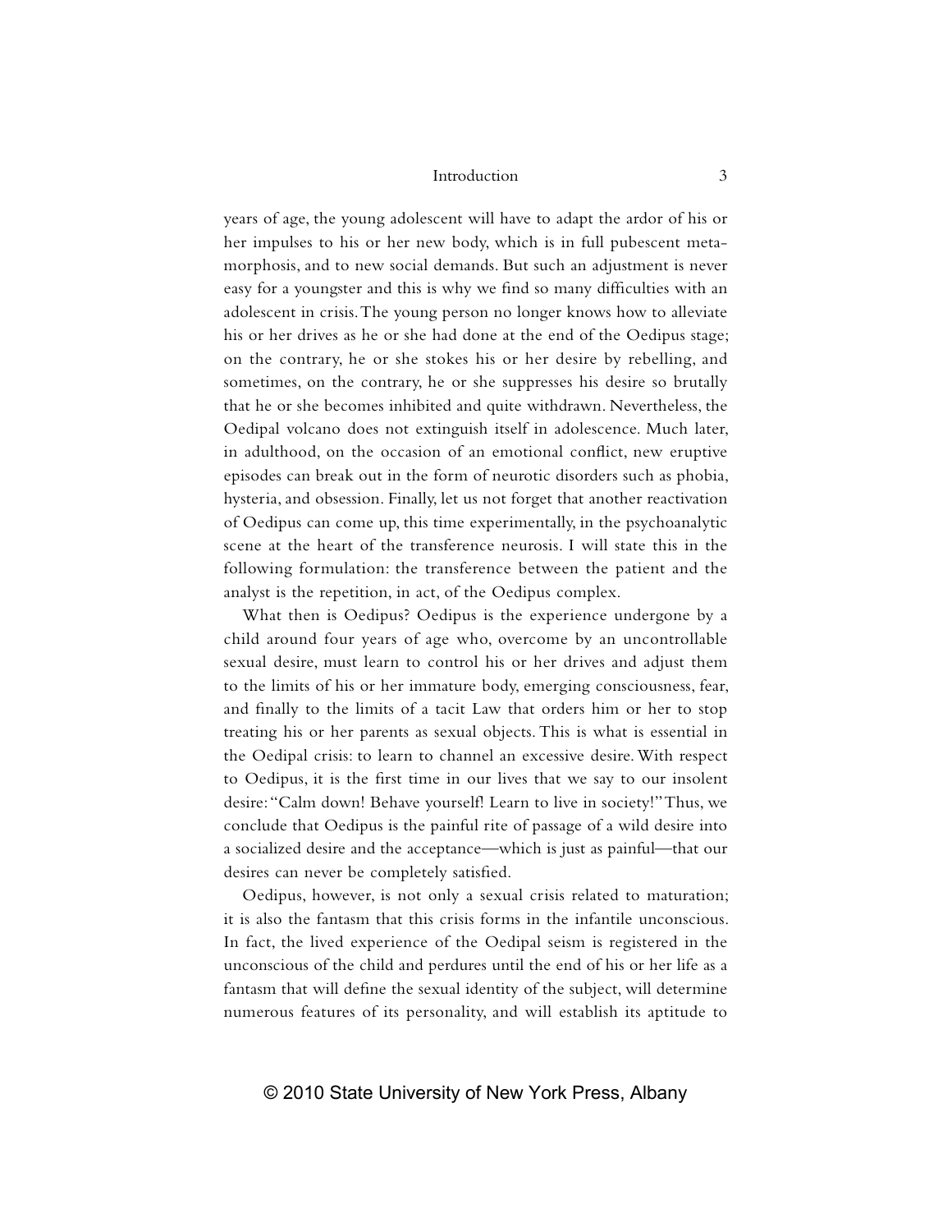years of age, the young adolescent will have to adapt the ardor of his or her impulses to his or her new body, which is in full pubescent metamorphosis, and to new social demands. But such an adjustment is never easy for a youngster and this is why we find so many difficulties with an adolescent in crisis. The young person no longer knows how to alleviate his or her drives as he or she had done at the end of the Oedipus stage; on the contrary, he or she stokes his or her desire by rebelling, and sometimes, on the contrary, he or she suppresses his desire so brutally that he or she becomes inhibited and quite withdrawn. Nevertheless, the Oedipal volcano does not extinguish itself in adolescence. Much later, in adulthood, on the occasion of an emotional conflict, new eruptive episodes can break out in the form of neurotic disorders such as phobia, hysteria, and obsession. Finally, let us not forget that another reactivation of Oedipus can come up, this time experimentally, in the psychoanalytic scene at the heart of the transference neurosis. I will state this in the following formulation: the transference between the patient and the analyst is the repetition, in act, of the Oedipus complex.

What then is Oedipus? Oedipus is the experience undergone by a child around four years of age who, overcome by an uncontrollable sexual desire, must learn to control his or her drives and adjust them to the limits of his or her immature body, emerging consciousness, fear, and finally to the limits of a tacit Law that orders him or her to stop treating his or her parents as sexual objects. This is what is essential in the Oedipal crisis: to learn to channel an excessive desire. With respect to Oedipus, it is the first time in our lives that we say to our insolent desire: "Calm down! Behave yourself! Learn to live in society!" Thus, we conclude that Oedipus is the painful rite of passage of a wild desire into a socialized desire and the acceptance—which is just as painful—that our desires can never be completely satisfied.

Oedipus, however, is not only a sexual crisis related to maturation; it is also the fantasm that this crisis forms in the infantile unconscious. In fact, the lived experience of the Oedipal seism is registered in the unconscious of the child and perdures until the end of his or her life as a fantasm that will define the sexual identity of the subject, will determine numerous features of its personality, and will establish its aptitude to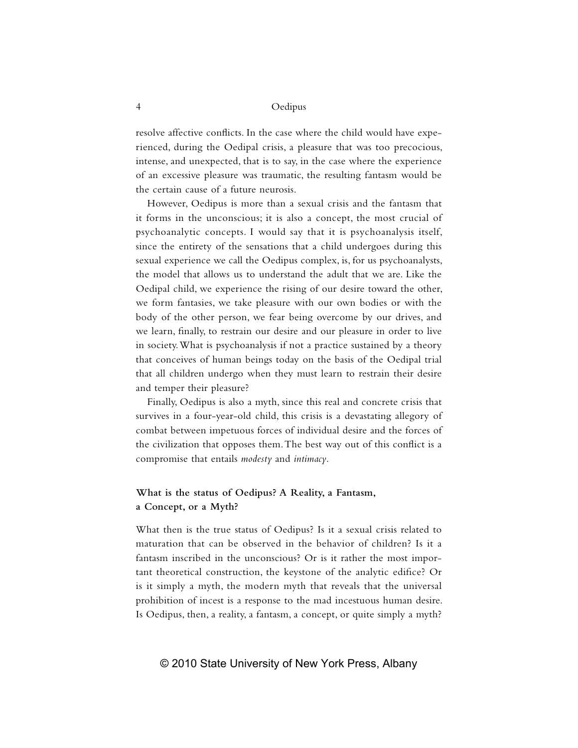resolve affective conflicts. In the case where the child would have experienced, during the Oedipal crisis, a pleasure that was too precocious, intense, and unexpected, that is to say, in the case where the experience of an excessive pleasure was traumatic, the resulting fantasm would be the certain cause of a future neurosis.

However, Oedipus is more than a sexual crisis and the fantasm that it forms in the unconscious; it is also a concept, the most crucial of psychoanalytic concepts. I would say that it is psychoanalysis itself, since the entirety of the sensations that a child undergoes during this sexual experience we call the Oedipus complex, is, for us psychoanalysts, the model that allows us to understand the adult that we are. Like the Oedipal child, we experience the rising of our desire toward the other, we form fantasies, we take pleasure with our own bodies or with the body of the other person, we fear being overcome by our drives, and we learn, finally, to restrain our desire and our pleasure in order to live in society. What is psychoanalysis if not a practice sustained by a theory that conceives of human beings today on the basis of the Oedipal trial that all children undergo when they must learn to restrain their desire and temper their pleasure?

Finally, Oedipus is also a myth, since this real and concrete crisis that survives in a four-year-old child, this crisis is a devastating allegory of combat between impetuous forces of individual desire and the forces of the civilization that opposes them. The best way out of this conflict is a compromise that entails *modesty* and *intimacy*.

## What is the status of Oedipus? A Reality, a Fantasm, a Concept, or a Myth?

What then is the true status of Oedipus? Is it a sexual crisis related to maturation that can be observed in the behavior of children? Is it a fantasm inscribed in the unconscious? Or is it rather the most important theoretical construction, the keystone of the analytic edifice? Or is it simply a myth, the modern myth that reveals that the universal prohibition of incest is a response to the mad incestuous human desire. Is Oedipus, then, a reality, a fantasm, a concept, or quite simply a myth?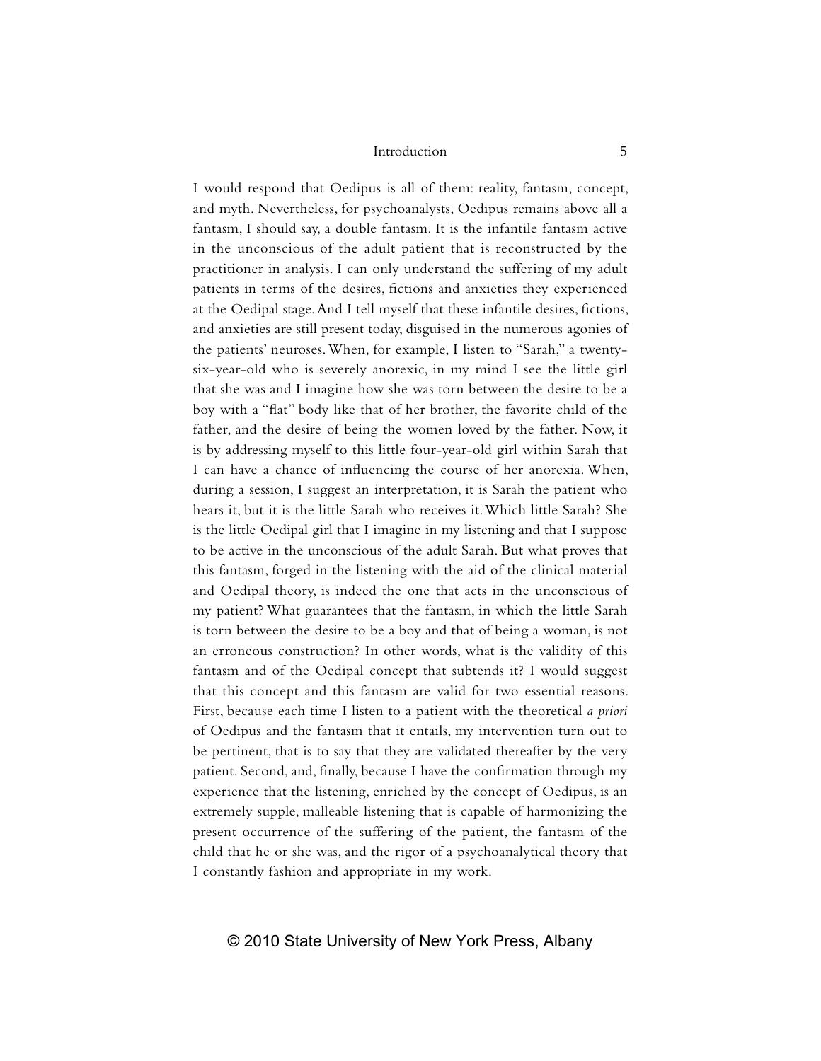I would respond that Oedipus is all of them: reality, fantasm, concept, and myth. Nevertheless, for psychoanalysts, Oedipus remains above all a fantasm, I should say, a double fantasm. It is the infantile fantasm active in the unconscious of the adult patient that is reconstructed by the practitioner in analysis. I can only understand the suffering of my adult patients in terms of the desires, fictions and anxieties they experienced at the Oedipal stage. And I tell myself that these infantile desires, fictions, and anxieties are still present today, disguised in the numerous agonies of the patients' neuroses. When, for example, I listen to "Sarah," a twenty-six-year-old who is severely anorexic, in my mind I see the little girl that she was and I imagine how she was torn between the desire to be a boy with a "flat" body like that of her brother, the favorite child of the father, and the desire of being the women loved by the father. Now, it is by addressing myself to this little four-year-old girl within Sarah that I can have a chance of influencing the course of her anorexia. When, during a session, I suggest an interpretation, it is Sarah the patient who hears it, but it is the little Sarah who receives it. Which little Sarah? She is the little Oedipal girl that I imagine in my listening and that I suppose to be active in the unconscious of the adult Sarah. But what proves that this fantasm, forged in the listening with the aid of the clinical material and Oedipal theory, is indeed the one that acts in the unconscious of my patient? What guarantees that the fantasm, in which the little Sarah is torn between the desire to be a boy and that of being a woman, is not an erroneous construction? In other words, what is the validity of this fantasm and of the Oedipal concept that subtends it? I would suggest that this concept and this fantasm are valid for two essential reasons. First, because each time I listen to a patient with the theoretical *a priori* of Oedipus and the fantasm that it entails, my intervention turn out to be pertinent, that is to say that they are validated thereafter by the very patient. Second, and, finally, because I have the confirmation through my experience that the listening, enriched by the concept of Oedipus, is an extremely supple, malleable listening that is capable of harmonizing the present occurrence of the suffering of the patient, the fantasm of the child that he or she was, and the rigor of a psychoanalytical theory that I constantly fashion and appropriate in my work.

© 2010 State University of New York Press, Albany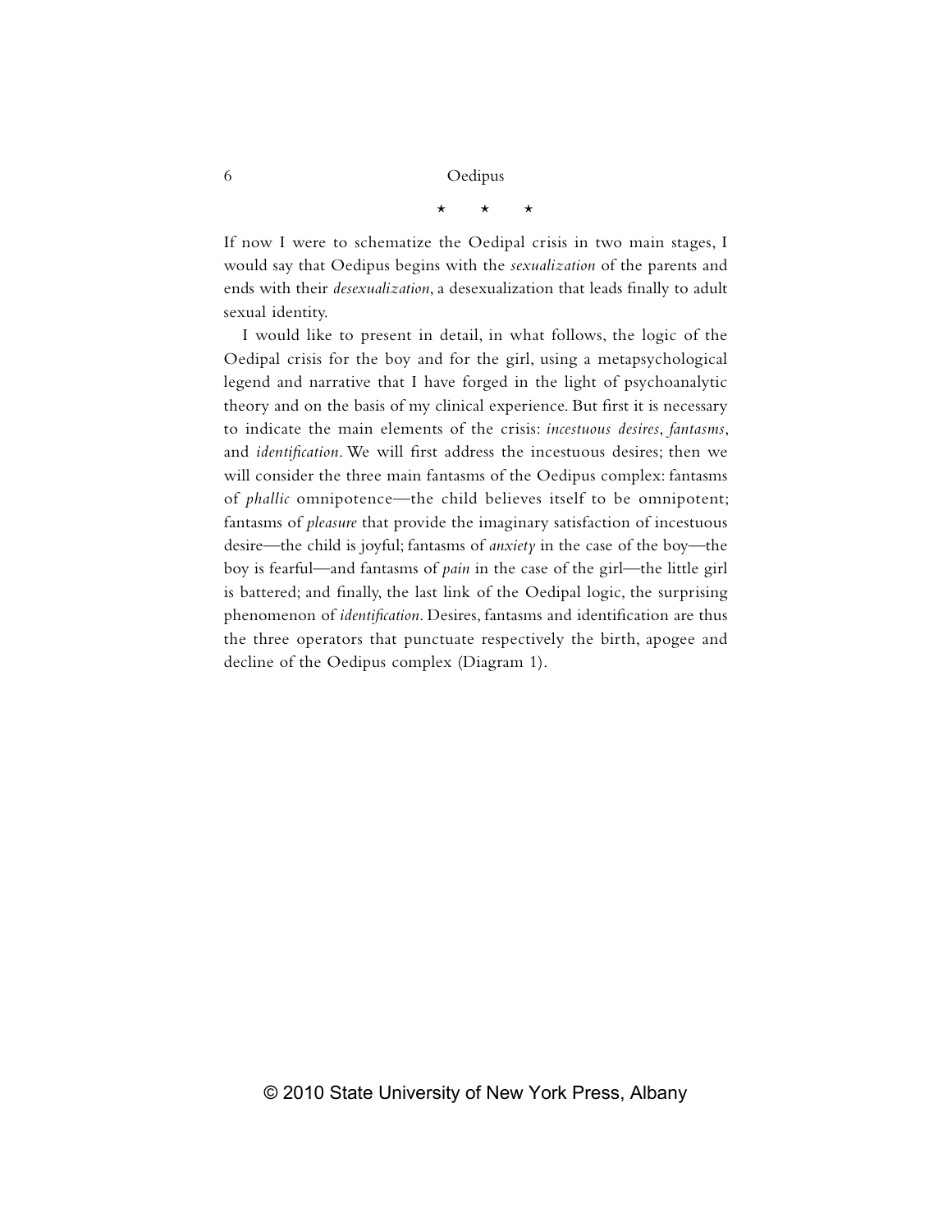\* \* \*

If now I were to schematize the Oedipal crisis in two main stages, I would say that Oedipus begins with the *sexualization* of the parents and ends with their *desexualization*, a desexualization that leads finally to adult sexual identity.

I would like to present in detail, in what follows, the logic of the Oedipal crisis for the boy and for the girl, using a metapsychological legend and narrative that I have forged in the light of psychoanalytic theory and on the basis of my clinical experience. But first it is necessary to indicate the main elements of the crisis: *incestuous desires*, *fantasms*, and *identification*. We will first address the incestuous desires; then we will consider the three main fantasms of the Oedipus complex: fantasms of *phallic* omnipotence—the child believes itself to be omnipotent; fantasms of *pleasure* that provide the imaginary satisfaction of incestuous desire—the child is joyful; fantasms of *anxiety* in the case of the boy—the boy is fearful—and fantasms of *pain* in the case of the girl—the little girl is battered; and finally, the last link of the Oedipal logic, the surprising phenomenon of *identification*. Desires, fantasms and identification are thus the three operators that punctuate respectively the birth, apogee and decline of the Oedipus complex (Diagram 1).

© 2010 State University of New York Press, Albany